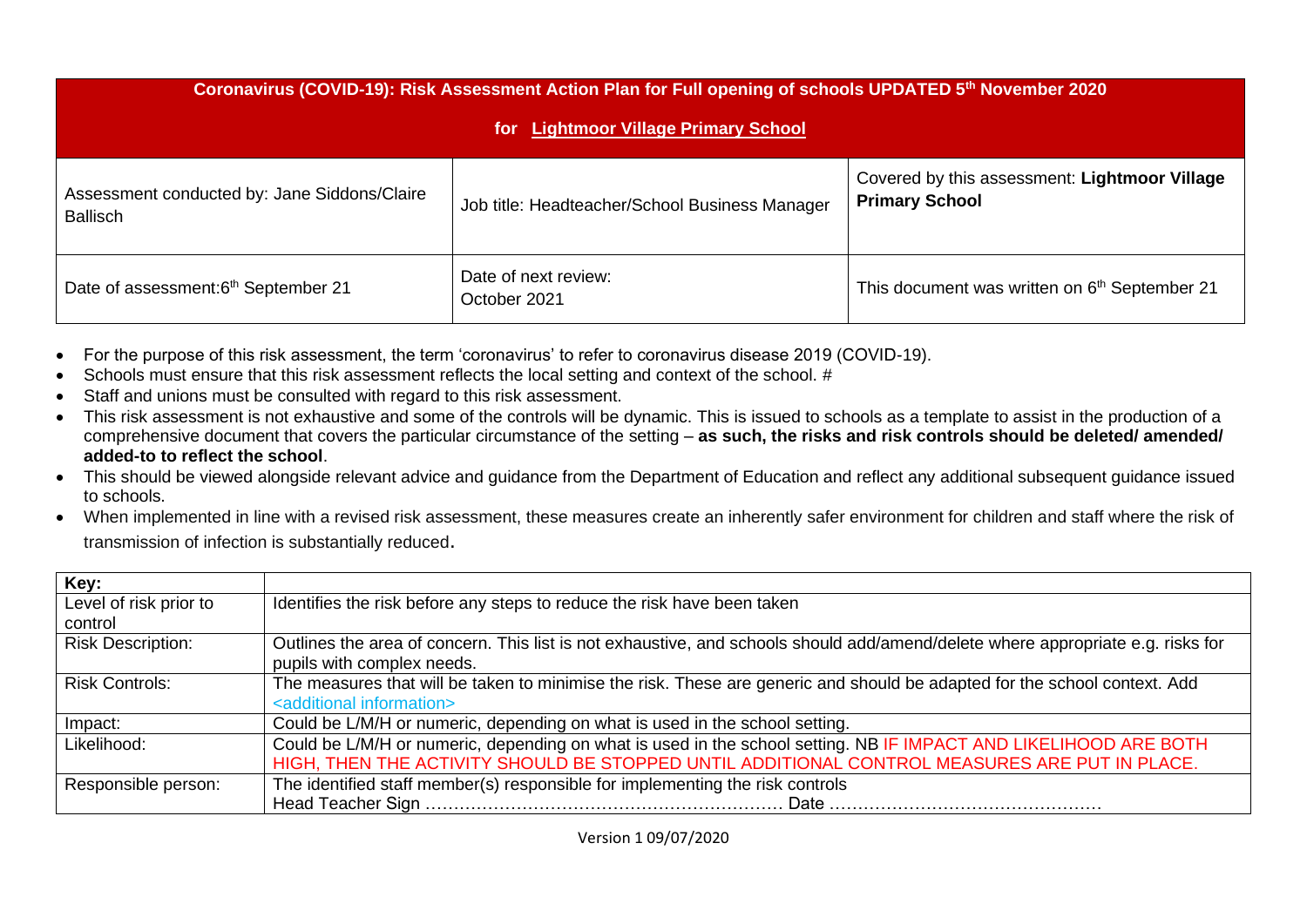| **Coronavirus (COVID-19): Risk Assessment Action Plan for Full opening of schools UPDATED 5th November 2020**<br><br>**for Lightmoor Village Primary School** | | |
|---|---|---|
| Assessment conducted by: Jane Siddons/Claire Ballisch | Job title: Headteacher/School Business Manager | Covered by this assessment: **Lightmoor Village Primary School** |
| Date of assessment: 6th September 21 | Date of next review: October 2021 | This document was written on 6th September 21 |

- For the purpose of this risk assessment, the term 'coronavirus' to refer to coronavirus disease 2019 (COVID-19).
- Schools must ensure that this risk assessment reflects the local setting and context of the school. #
- Staff and unions must be consulted with regard to this risk assessment.
- This risk assessment is not exhaustive and some of the controls will be dynamic. This is issued to schools as a template to assist in the production of a comprehensive document that covers the particular circumstance of the setting – **as such, the risks and risk controls should be deleted/ amended/ added-to to reflect the school**.
- This should be viewed alongside relevant advice and guidance from the Department of Education and reflect any additional subsequent guidance issued to schools.
- When implemented in line with a revised risk assessment, these measures create an inherently safer environment for children and staff where the risk of transmission of infection is substantially reduced.

| Key: | |
|---|---|
| Level of risk prior to control | Identifies the risk before any steps to reduce the risk have been taken |
| Risk Description: | Outlines the area of concern. This list is not exhaustive, and schools should add/amend/delete where appropriate e.g. risks for pupils with complex needs. |
| Risk Controls: | The measures that will be taken to minimise the risk. These are generic and should be adapted for the school context. Add <additional information> |
| Impact: | Could be L/M/H or numeric, depending on what is used in the school setting. |
| Likelihood: | Could be L/M/H or numeric, depending on what is used in the school setting. NB IF IMPACT AND LIKELIHOOD ARE BOTH HIGH, THEN THE ACTIVITY SHOULD BE STOPPED UNTIL ADDITIONAL CONTROL MEASURES ARE PUT IN PLACE. |
| Responsible person: | The identified staff member(s) responsible for implementing the risk controls<br>Head Teacher Sign ………………………………………………………. Date ………………………………………… |

Version 1 09/07/2020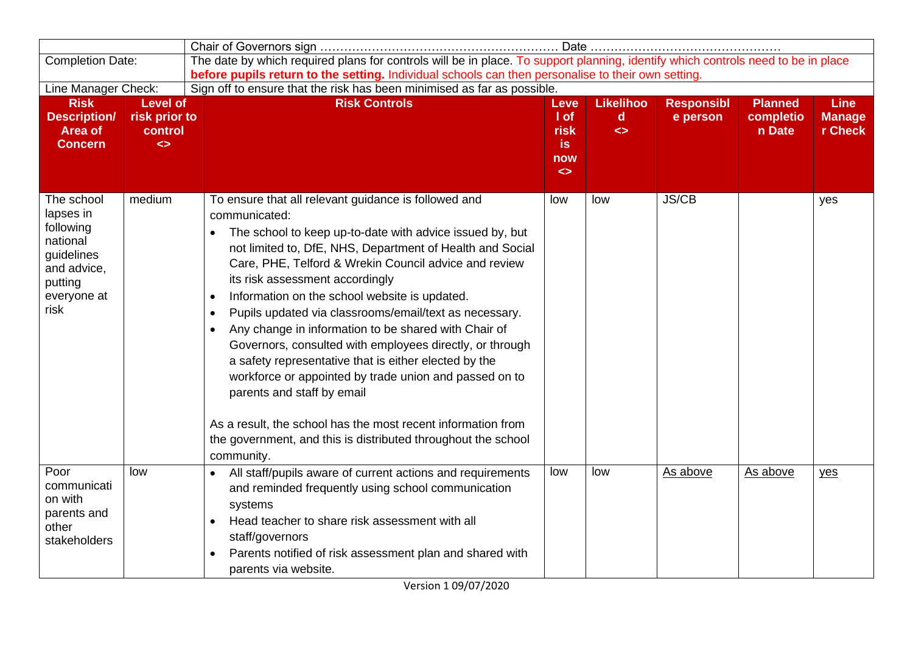| | Chair of Governors sign …………………………………………………… Date ………………………………………… | | | | | |
|---|---|---|---|---|---|---|
| Completion Date: | The date by which required plans for controls will be in place. To support planning, identify which controls need to be in place **before pupils return to the setting.** Individual schools can then personalise to their own setting. | | | | | |
| Line Manager Check: | Sign off to ensure that the risk has been minimised as far as possible. | | | | | |

| **Risk Description/ Area of Concern** | **Level of risk prior to control <>** | **Risk Controls** | **Level of risk is now <>** | **Likelihood <>** | **Responsible person** | **Planned completion Date** | **Line Manager Check** |
|---|---|---|---|---|---|---|---|
| The school lapses in following national guidelines and advice, putting everyone at risk | medium | To ensure that all relevant guidance is followed and communicated:<br>• The school to keep up-to-date with advice issued by, but not limited to, DfE, NHS, Department of Health and Social Care, PHE, Telford & Wrekin Council advice and review its risk assessment accordingly<br>• Information on the school website is updated.<br>• Pupils updated via classrooms/email/text as necessary.<br>• Any change in information to be shared with Chair of Governors, consulted with employees directly, or through a safety representative that is either elected by the workforce or appointed by trade union and passed on to parents and staff by email<br><br>As a result, the school has the most recent information from the government, and this is distributed throughout the school community. | low | low | JS/CB | | yes |
| Poor communication with parents and other stakeholders | low | • All staff/pupils aware of current actions and requirements and reminded frequently using school communication systems<br>• Head teacher to share risk assessment with all staff/governors<br>• Parents notified of risk assessment plan and shared with parents via website. | low | low | As above | As above | yes |

Version 1 09/07/2020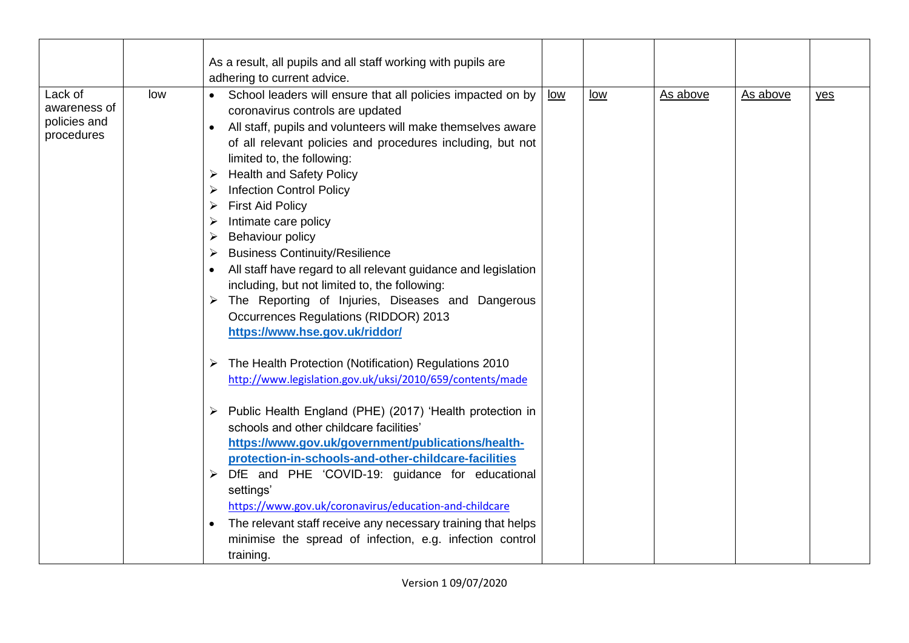| | | | | | | | |
|---|---|---|---|---|---|---|---|
| | | As a result, all pupils and all staff working with pupils are adhering to current advice. | | | | | |
| Lack of awareness of policies and procedures | low | • School leaders will ensure that all policies impacted on by coronavirus controls are updated<br>• All staff, pupils and volunteers will make themselves aware of all relevant policies and procedures including, but not limited to, the following:<br>➢ Health and Safety Policy<br>➢ Infection Control Policy<br>➢ First Aid Policy<br>➢ Intimate care policy<br>➢ Behaviour policy<br>➢ Business Continuity/Resilience<br>• All staff have regard to all relevant guidance and legislation including, but not limited to, the following:<br>➢ The Reporting of Injuries, Diseases and Dangerous Occurrences Regulations (RIDDOR) 2013 **https://www.hse.gov.uk/riddor/**<br>➢ The Health Protection (Notification) Regulations 2010 http://www.legislation.gov.uk/uksi/2010/659/contents/made<br>➢ Public Health England (PHE) (2017) 'Health protection in schools and other childcare facilities' **https://www.gov.uk/government/publications/health-protection-in-schools-and-other-childcare-facilities**<br>➢ DfE and PHE 'COVID-19: guidance for educational settings' https://www.gov.uk/coronavirus/education-and-childcare<br>• The relevant staff receive any necessary training that helps minimise the spread of infection, e.g. infection control training. | low | low | As above | As above | yes |

Version 1 09/07/2020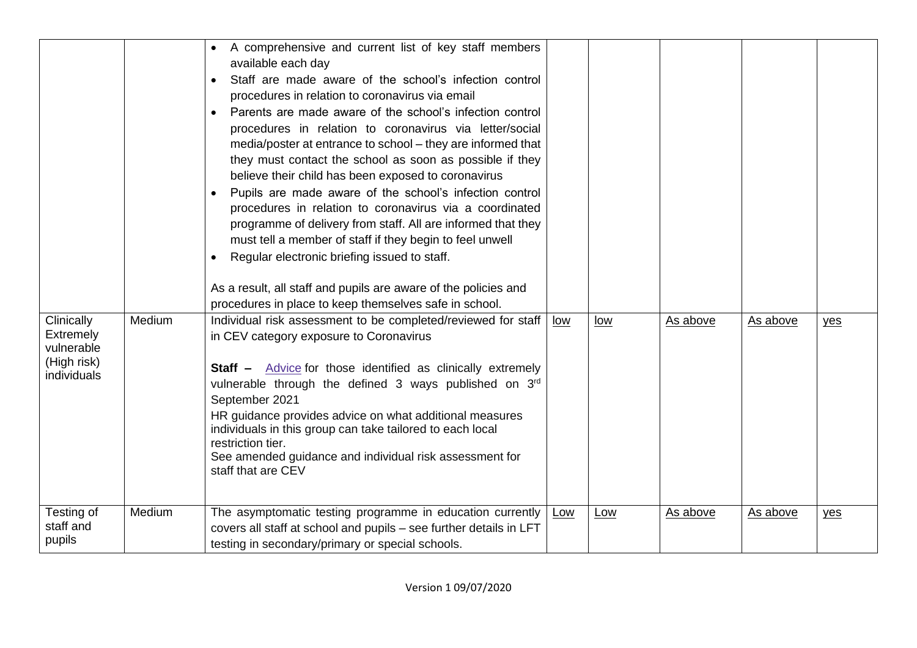| | | | | | | | |
|---|---|---|---|---|---|---|---|
| | | • A comprehensive and current list of key staff members available each day<br>• Staff are made aware of the school's infection control procedures in relation to coronavirus via email<br>• Parents are made aware of the school's infection control procedures in relation to coronavirus via letter/social media/poster at entrance to school – they are informed that they must contact the school as soon as possible if they believe their child has been exposed to coronavirus<br>• Pupils are made aware of the school's infection control procedures in relation to coronavirus via a coordinated programme of delivery from staff. All are informed that they must tell a member of staff if they begin to feel unwell<br>• Regular electronic briefing issued to staff.<br><br>As a result, all staff and pupils are aware of the policies and procedures in place to keep themselves safe in school. | | | | | |
| Clinically Extremely vulnerable (High risk) individuals | Medium | Individual risk assessment to be completed/reviewed for staff in CEV category exposure to Coronavirus<br><br>**Staff –** Advice for those identified as clinically extremely vulnerable through the defined 3 ways published on 3rd September 2021<br>HR guidance provides advice on what additional measures individuals in this group can take tailored to each local restriction tier.<br>See amended guidance and individual risk assessment for staff that are CEV | low | low | As above | As above | yes |
| Testing of staff and pupils | Medium | The asymptomatic testing programme in education currently covers all staff at school and pupils – see further details in LFT testing in secondary/primary or special schools. | Low | Low | As above | As above | yes |

Version 1 09/07/2020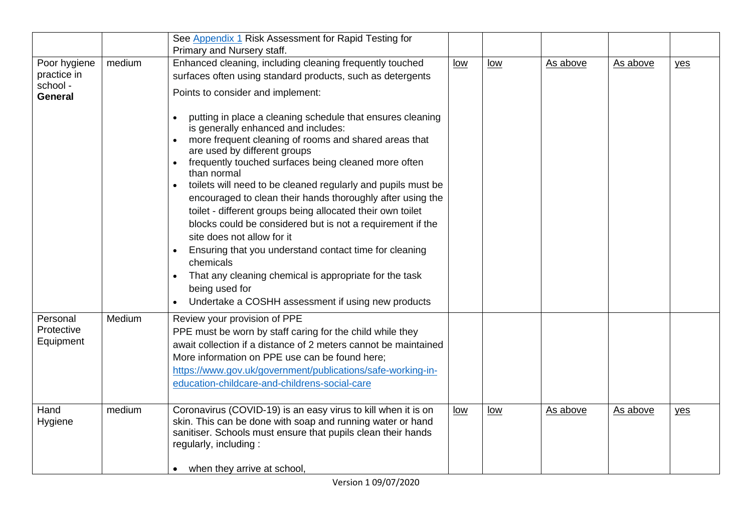| | | | | | | | |
|---|---|---|---|---|---|---|---|
| | | See Appendix 1 Risk Assessment for Rapid Testing for Primary and Nursery staff. | | | | | |
| Poor hygiene practice in school - **General** | medium | Enhanced cleaning, including cleaning frequently touched surfaces often using standard products, such as detergents<br><br>Points to consider and implement:<br><br>• putting in place a cleaning schedule that ensures cleaning is generally enhanced and includes:<br>• more frequent cleaning of rooms and shared areas that are used by different groups<br>• frequently touched surfaces being cleaned more often than normal<br>• toilets will need to be cleaned regularly and pupils must be encouraged to clean their hands thoroughly after using the toilet - different groups being allocated their own toilet blocks could be considered but is not a requirement if the site does not allow for it<br>• Ensuring that you understand contact time for cleaning chemicals<br>• That any cleaning chemical is appropriate for the task being used for<br>• Undertake a COSHH assessment if using new products | low | low | As above | As above | yes |
| Personal Protective Equipment | Medium | Review your provision of PPE<br>PPE must be worn by staff caring for the child while they await collection if a distance of 2 meters cannot be maintained<br>More information on PPE use can be found here;<br>https://www.gov.uk/government/publications/safe-working-in-education-childcare-and-childrens-social-care | | | | | |
| Hand Hygiene | medium | Coronavirus (COVID-19) is an easy virus to kill when it is on skin. This can be done with soap and running water or hand sanitiser. Schools must ensure that pupils clean their hands regularly, including :<br><br>• when they arrive at school, | low | low | As above | As above | yes |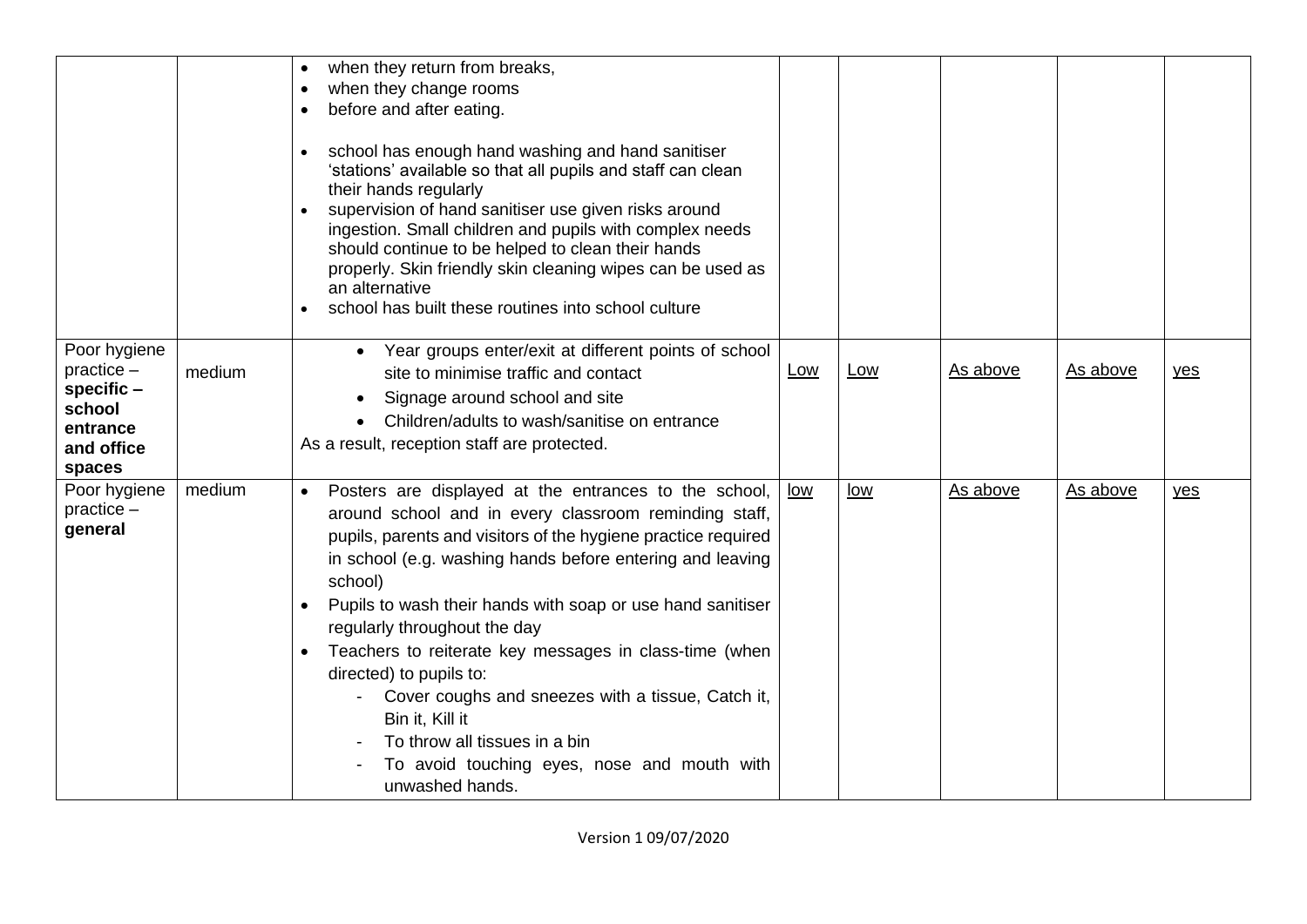| | | | | | | | |
|---|---|---|---|---|---|---|---|
| | | • when they return from breaks,<br>• when they change rooms<br>• before and after eating.<br><br>• school has enough hand washing and hand sanitiser 'stations' available so that all pupils and staff can clean their hands regularly<br>• supervision of hand sanitiser use given risks around ingestion. Small children and pupils with complex needs should continue to be helped to clean their hands properly. Skin friendly skin cleaning wipes can be used as an alternative<br>• school has built these routines into school culture | | | | | |
| Poor hygiene practice – **specific – school entrance and office spaces** | medium | • Year groups enter/exit at different points of school site to minimise traffic and contact<br>• Signage around school and site<br>• Children/adults to wash/sanitise on entrance<br>As a result, reception staff are protected. | Low | Low | As above | As above | yes |
| Poor hygiene practice – **general** | medium | • Posters are displayed at the entrances to the school, around school and in every classroom reminding staff, pupils, parents and visitors of the hygiene practice required in school (e.g. washing hands before entering and leaving school)<br>• Pupils to wash their hands with soap or use hand sanitiser regularly throughout the day<br>• Teachers to reiterate key messages in class-time (when directed) to pupils to:<br>- Cover coughs and sneezes with a tissue, Catch it, Bin it, Kill it<br>- To throw all tissues in a bin<br>- To avoid touching eyes, nose and mouth with unwashed hands. | low | low | As above | As above | yes |

Version 1 09/07/2020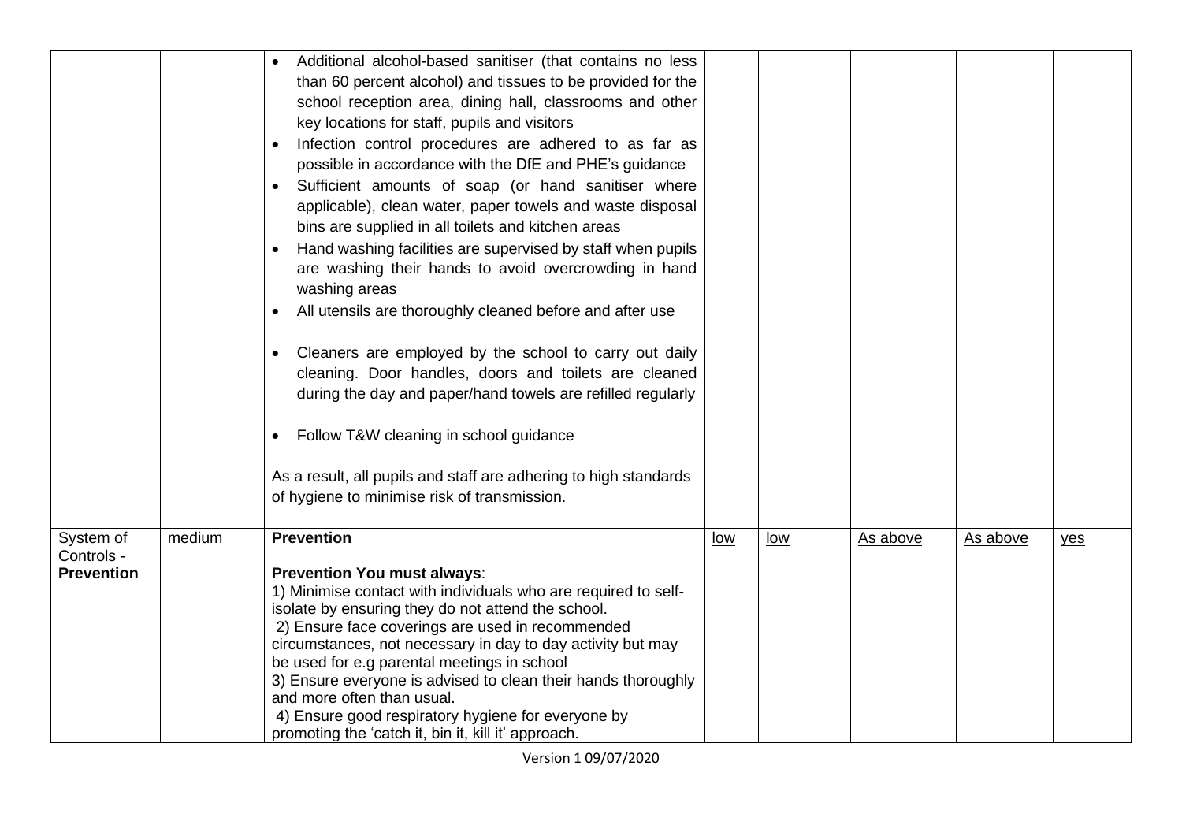| | | | | | | | |
|---|---|---|---|---|---|---|---|
| | | • Additional alcohol-based sanitiser (that contains no less than 60 percent alcohol) and tissues to be provided for the school reception area, dining hall, classrooms and other key locations for staff, pupils and visitors<br>• Infection control procedures are adhered to as far as possible in accordance with the DfE and PHE's guidance<br>• Sufficient amounts of soap (or hand sanitiser where applicable), clean water, paper towels and waste disposal bins are supplied in all toilets and kitchen areas<br>• Hand washing facilities are supervised by staff when pupils are washing their hands to avoid overcrowding in hand washing areas<br>• All utensils are thoroughly cleaned before and after use<br>• Cleaners are employed by the school to carry out daily cleaning. Door handles, doors and toilets are cleaned during the day and paper/hand towels are refilled regularly<br>• Follow T&W cleaning in school guidance<br><br>As a result, all pupils and staff are adhering to high standards of hygiene to minimise risk of transmission. | | | | | |
| System of Controls - **Prevention** | medium | **Prevention**<br><br>**Prevention You must always**:<br>1) Minimise contact with individuals who are required to self-isolate by ensuring they do not attend the school.<br>2) Ensure face coverings are used in recommended circumstances, not necessary in day to day activity but may be used for e.g parental meetings in school<br>3) Ensure everyone is advised to clean their hands thoroughly and more often than usual.<br>4) Ensure good respiratory hygiene for everyone by promoting the 'catch it, bin it, kill it' approach. | low | low | As above | As above | yes |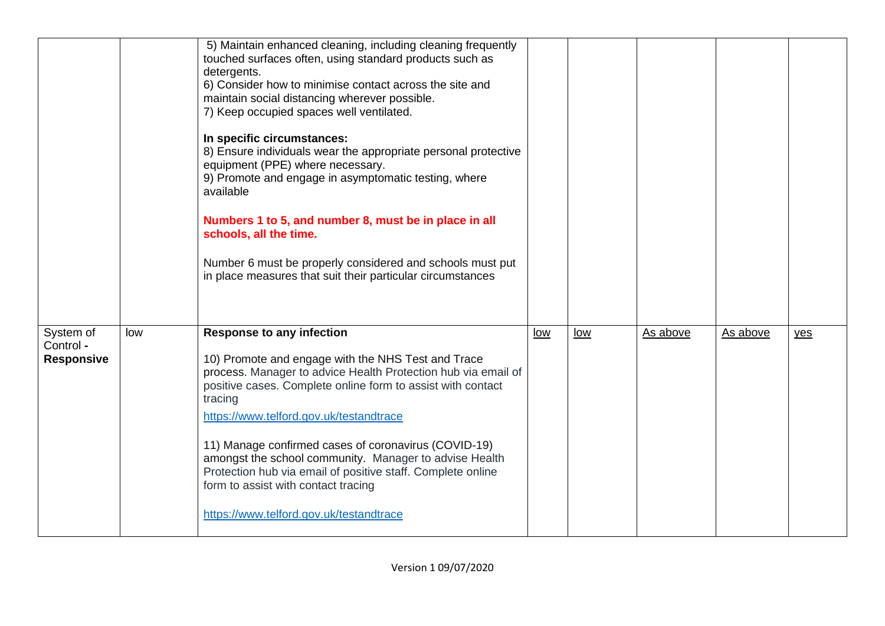| | | | | | | | |
|---|---|---|---|---|---|---|---|
| | | 5) Maintain enhanced cleaning, including cleaning frequently touched surfaces often, using standard products such as detergents.<br>6) Consider how to minimise contact across the site and maintain social distancing wherever possible.<br>7) Keep occupied spaces well ventilated.<br><br>**In specific circumstances:**<br>8) Ensure individuals wear the appropriate personal protective equipment (PPE) where necessary.<br>9) Promote and engage in asymptomatic testing, where available<br><br>**Numbers 1 to 5, and number 8, must be in place in all schools, all the time.**<br><br>Number 6 must be properly considered and schools must put in place measures that suit their particular circumstances | | | | | |
| System of Control - **Responsive** | low | **Response to any infection**<br><br>10) Promote and engage with the NHS Test and Trace process. Manager to advice Health Protection hub via email of positive cases. Complete online form to assist with contact tracing<br>https://www.telford.gov.uk/testandtrace<br><br>11) Manage confirmed cases of coronavirus (COVID-19) amongst the school community. Manager to advise Health Protection hub via email of positive staff. Complete online form to assist with contact tracing<br><br>https://www.telford.gov.uk/testandtrace | low | low | As above | As above | yes |

Version 1 09/07/2020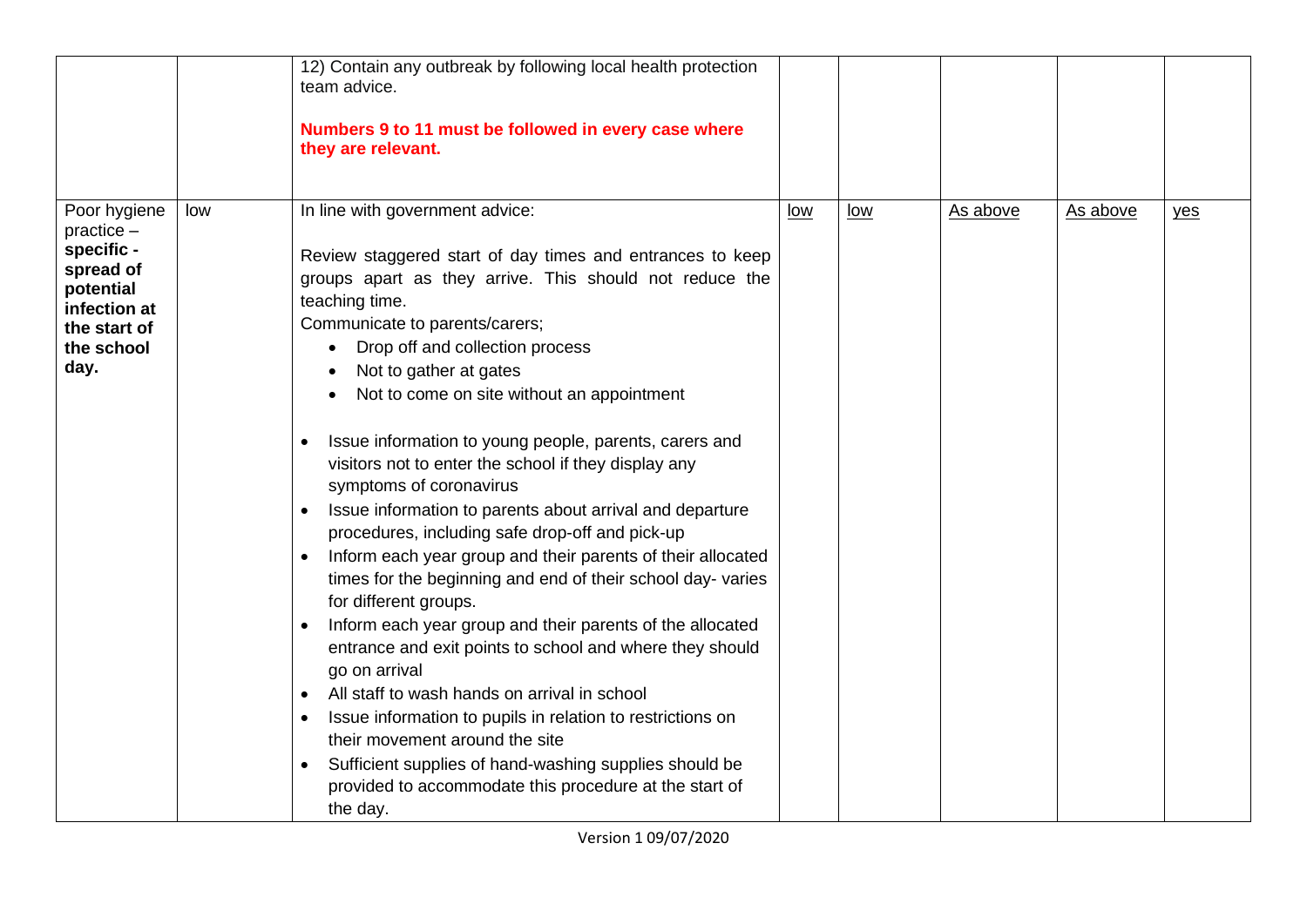| | | | | | | | |
|---|---|---|---|---|---|---|---|
| | | 12) Contain any outbreak by following local health protection team advice.<br><br>**Numbers 9 to 11 must be followed in every case where they are relevant.** | | | | | |
| Poor hygiene practice – **specific - spread of potential infection at the start of the school day.** | low | In line with government advice:<br><br>Review staggered start of day times and entrances to keep groups apart as they arrive. This should not reduce the teaching time.<br>Communicate to parents/carers;<br>• Drop off and collection process<br>• Not to gather at gates<br>• Not to come on site without an appointment<br><br>• Issue information to young people, parents, carers and visitors not to enter the school if they display any symptoms of coronavirus<br>• Issue information to parents about arrival and departure procedures, including safe drop-off and pick-up<br>• Inform each year group and their parents of their allocated times for the beginning and end of their school day- varies for different groups.<br>• Inform each year group and their parents of the allocated entrance and exit points to school and where they should go on arrival<br>• All staff to wash hands on arrival in school<br>• Issue information to pupils in relation to restrictions on their movement around the site<br>• Sufficient supplies of hand-washing supplies should be provided to accommodate this procedure at the start of the day. | low | low | As above | As above | yes |

Version 1 09/07/2020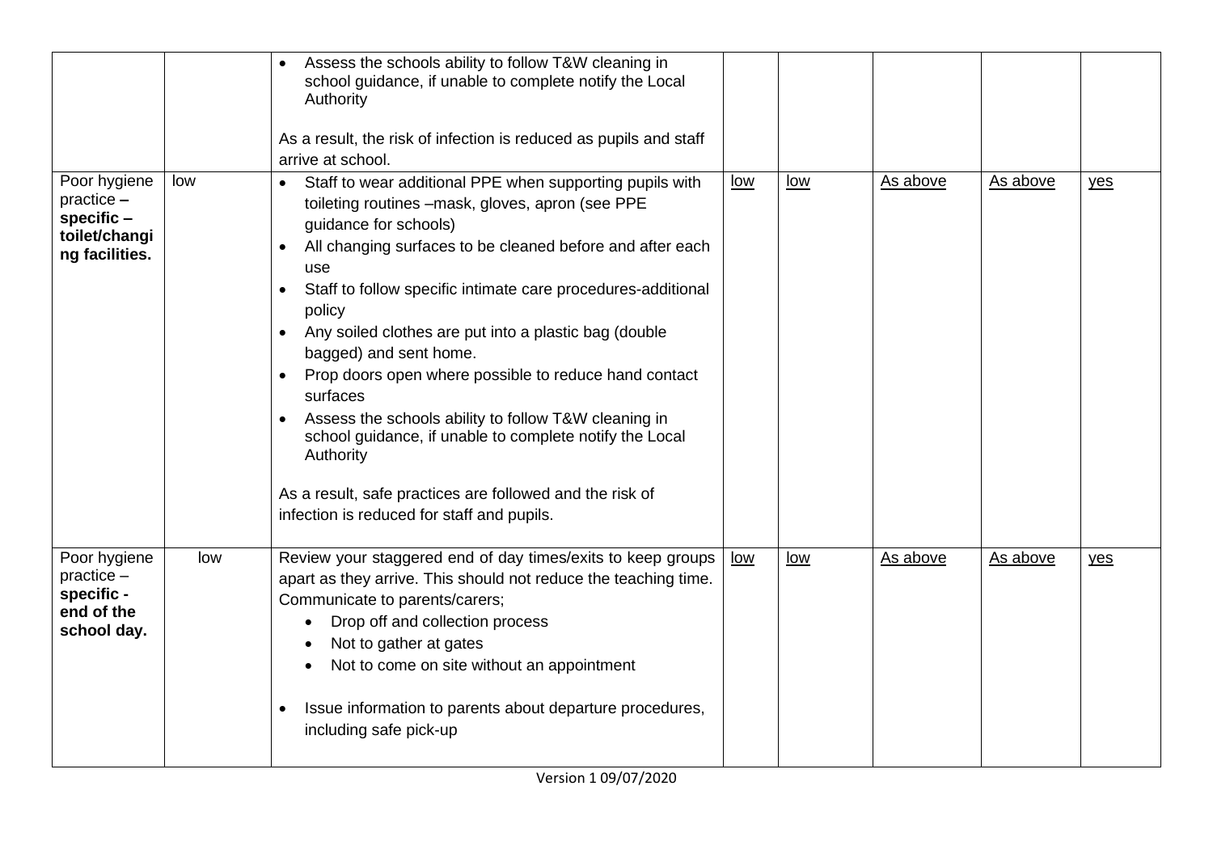| | | | | | | | |
|---|---|---|---|---|---|---|---|
| | | • Assess the schools ability to follow T&W cleaning in school guidance, if unable to complete notify the Local Authority<br><br>As a result, the risk of infection is reduced as pupils and staff arrive at school. | | | | | |
| Poor hygiene practice – **specific – toilet/changing facilities.** | low | • Staff to wear additional PPE when supporting pupils with toileting routines –mask, gloves, apron (see PPE guidance for schools)<br>• All changing surfaces to be cleaned before and after each use<br>• Staff to follow specific intimate care procedures-additional policy<br>• Any soiled clothes are put into a plastic bag (double bagged) and sent home.<br>• Prop doors open where possible to reduce hand contact surfaces<br>• Assess the schools ability to follow T&W cleaning in school guidance, if unable to complete notify the Local Authority<br><br>As a result, safe practices are followed and the risk of infection is reduced for staff and pupils. | low | low | As above | As above | yes |
| Poor hygiene practice – **specific - end of the school day.** | low | Review your staggered end of day times/exits to keep groups apart as they arrive. This should not reduce the teaching time. Communicate to parents/carers;<br>• Drop off and collection process<br>• Not to gather at gates<br>• Not to come on site without an appointment<br><br>• Issue information to parents about departure procedures, including safe pick-up | low | low | As above | As above | yes |

Version 1 09/07/2020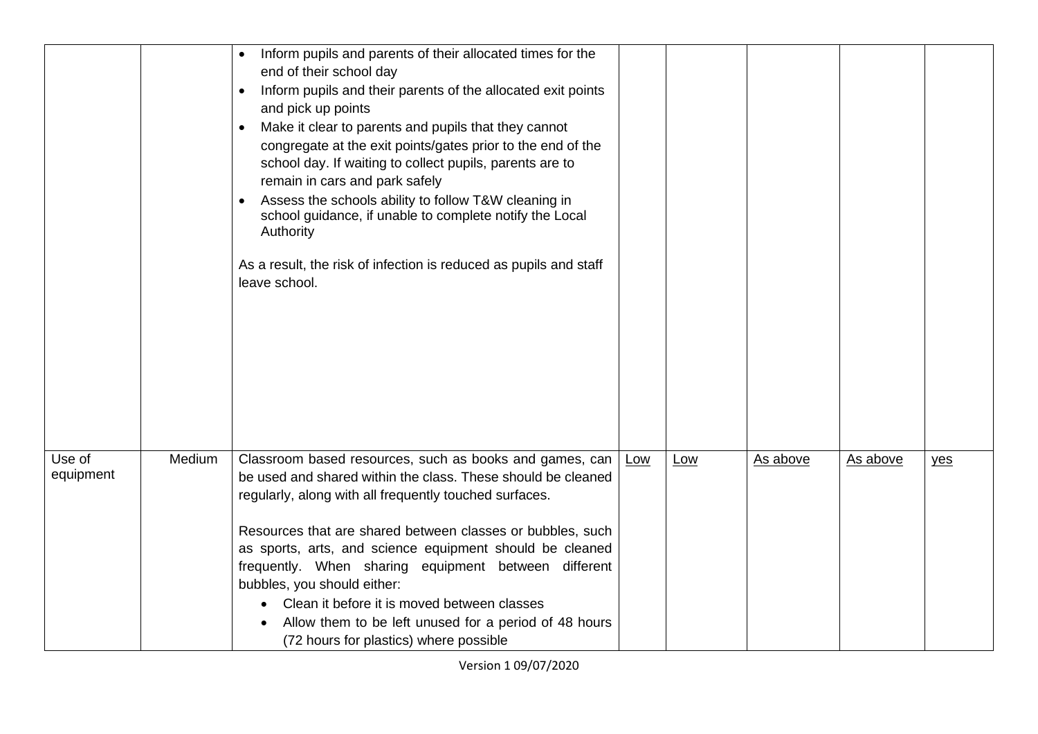| | | | | | | | |
|---|---|---|---|---|---|---|---|
| | | • Inform pupils and parents of their allocated times for the end of their school day<br>• Inform pupils and their parents of the allocated exit points and pick up points<br>• Make it clear to parents and pupils that they cannot congregate at the exit points/gates prior to the end of the school day. If waiting to collect pupils, parents are to remain in cars and park safely<br>• Assess the schools ability to follow T&W cleaning in school guidance, if unable to complete notify the Local Authority<br><br>As a result, the risk of infection is reduced as pupils and staff leave school. | | | | | |
| Use of equipment | Medium | Classroom based resources, such as books and games, can be used and shared within the class. These should be cleaned regularly, along with all frequently touched surfaces.<br><br>Resources that are shared between classes or bubbles, such as sports, arts, and science equipment should be cleaned frequently. When sharing equipment between different bubbles, you should either:<br>• Clean it before it is moved between classes<br>• Allow them to be left unused for a period of 48 hours (72 hours for plastics) where possible | Low | Low | As above | As above | yes |

Version 1 09/07/2020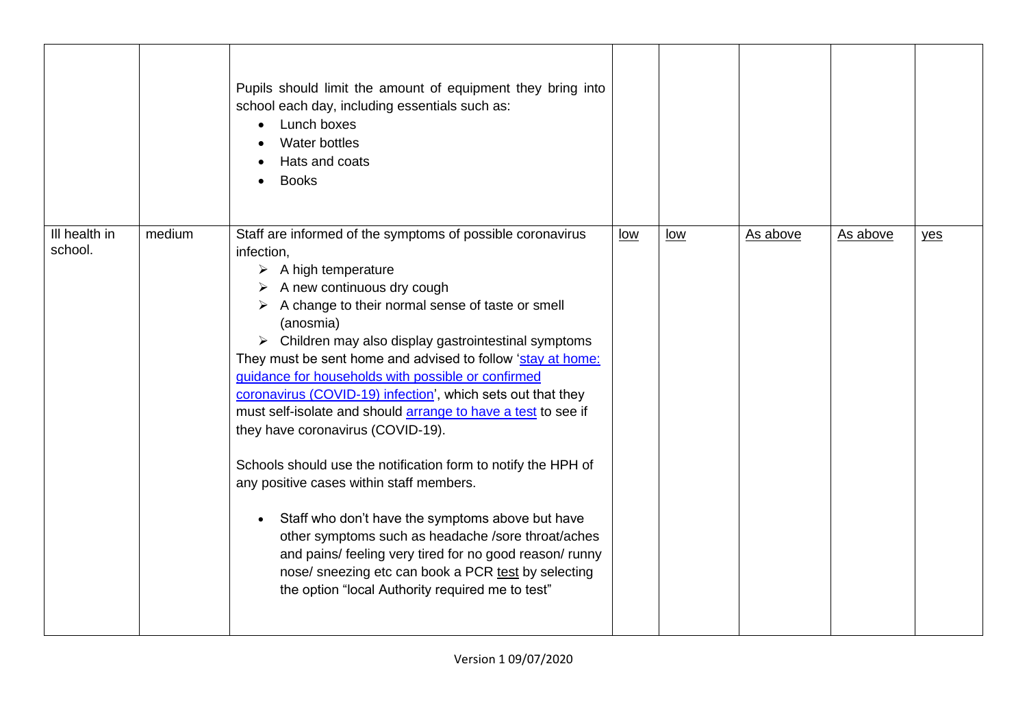| | | | | | | | |
|---|---|---|---|---|---|---|---|
| | | Pupils should limit the amount of equipment they bring into school each day, including essentials such as:<br>• Lunch boxes<br>• Water bottles<br>• Hats and coats<br>• Books | | | | | |
| Ill health in school. | medium | Staff are informed of the symptoms of possible coronavirus infection,<br>➢ A high temperature<br>➢ A new continuous dry cough<br>➢ A change to their normal sense of taste or smell (anosmia)<br>➢ Children may also display gastrointestinal symptoms<br>They must be sent home and advised to follow 'stay at home: guidance for households with possible or confirmed coronavirus (COVID-19) infection', which sets out that they must self-isolate and should arrange to have a test to see if they have coronavirus (COVID-19).<br><br>Schools should use the notification form to notify the HPH of any positive cases within staff members.<br><br>• Staff who don't have the symptoms above but have other symptoms such as headache /sore throat/aches and pains/ feeling very tired for no good reason/ runny nose/ sneezing etc can book a PCR test by selecting the option "local Authority required me to test" | low | low | As above | As above | yes |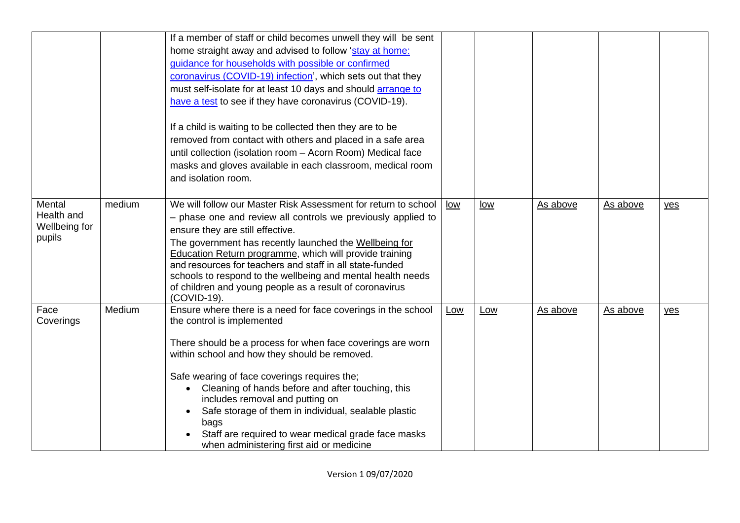| | | | | | | | |
|---|---|---|---|---|---|---|---|
| | | If a member of staff or child becomes unwell they will be sent home straight away and advised to follow 'stay at home: guidance for households with possible or confirmed coronavirus (COVID-19) infection', which sets out that they must self-isolate for at least 10 days and should arrange to have a test to see if they have coronavirus (COVID-19).<br><br>If a child is waiting to be collected then they are to be removed from contact with others and placed in a safe area until collection (isolation room – Acorn Room) Medical face masks and gloves available in each classroom, medical room and isolation room. | | | | | |
| Mental Health and Wellbeing for pupils | medium | We will follow our Master Risk Assessment for return to school – phase one and review all controls we previously applied to ensure they are still effective.<br>The government has recently launched the Wellbeing for Education Return programme, which will provide training and resources for teachers and staff in all state-funded schools to respond to the wellbeing and mental health needs of children and young people as a result of coronavirus (COVID-19). | low | low | As above | As above | yes |
| Face Coverings | Medium | Ensure where there is a need for face coverings in the school the control is implemented<br><br>There should be a process for when face coverings are worn within school and how they should be removed.<br><br>Safe wearing of face coverings requires the;<br>• Cleaning of hands before and after touching, this includes removal and putting on<br>• Safe storage of them in individual, sealable plastic bags<br>• Staff are required to wear medical grade face masks when administering first aid or medicine | Low | Low | As above | As above | yes |

Version 1 09/07/2020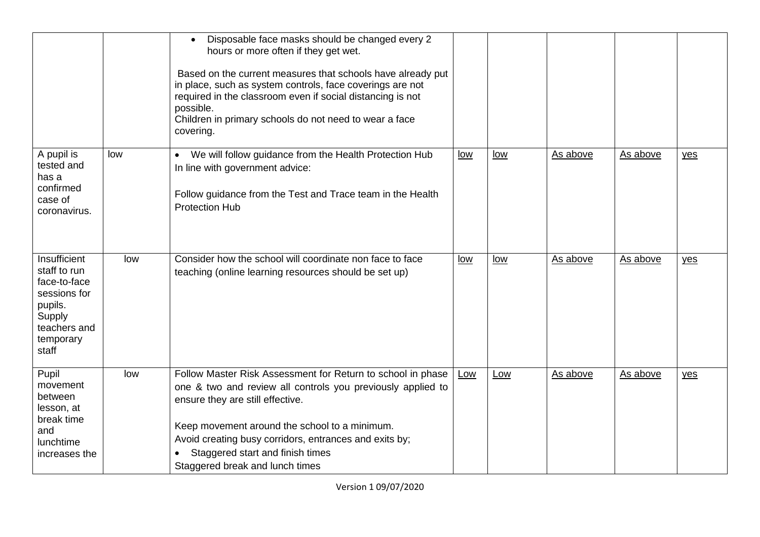| | | | | | | | |
|---|---|---|---|---|---|---|---|
| | | • Disposable face masks should be changed every 2 hours or more often if they get wet.<br><br>Based on the current measures that schools have already put in place, such as system controls, face coverings are not required in the classroom even if social distancing is not possible.<br>Children in primary schools do not need to wear a face covering. | | | | | |
| A pupil is tested and has a confirmed case of coronavirus. | low | • We will follow guidance from the Health Protection Hub<br>In line with government advice:<br><br>Follow guidance from the Test and Trace team in the Health Protection Hub | low | low | As above | As above | yes |
| Insufficient staff to run face-to-face sessions for pupils. Supply teachers and temporary staff | low | Consider how the school will coordinate non face to face teaching (online learning resources should be set up) | low | low | As above | As above | yes |
| Pupil movement between lesson, at break time and lunchtime increases the | low | Follow Master Risk Assessment for Return to school in phase one & two and review all controls you previously applied to ensure they are still effective.<br><br>Keep movement around the school to a minimum.<br>Avoid creating busy corridors, entrances and exits by;<br>• Staggered start and finish times<br>Staggered break and lunch times | Low | Low | As above | As above | yes |

Version 1 09/07/2020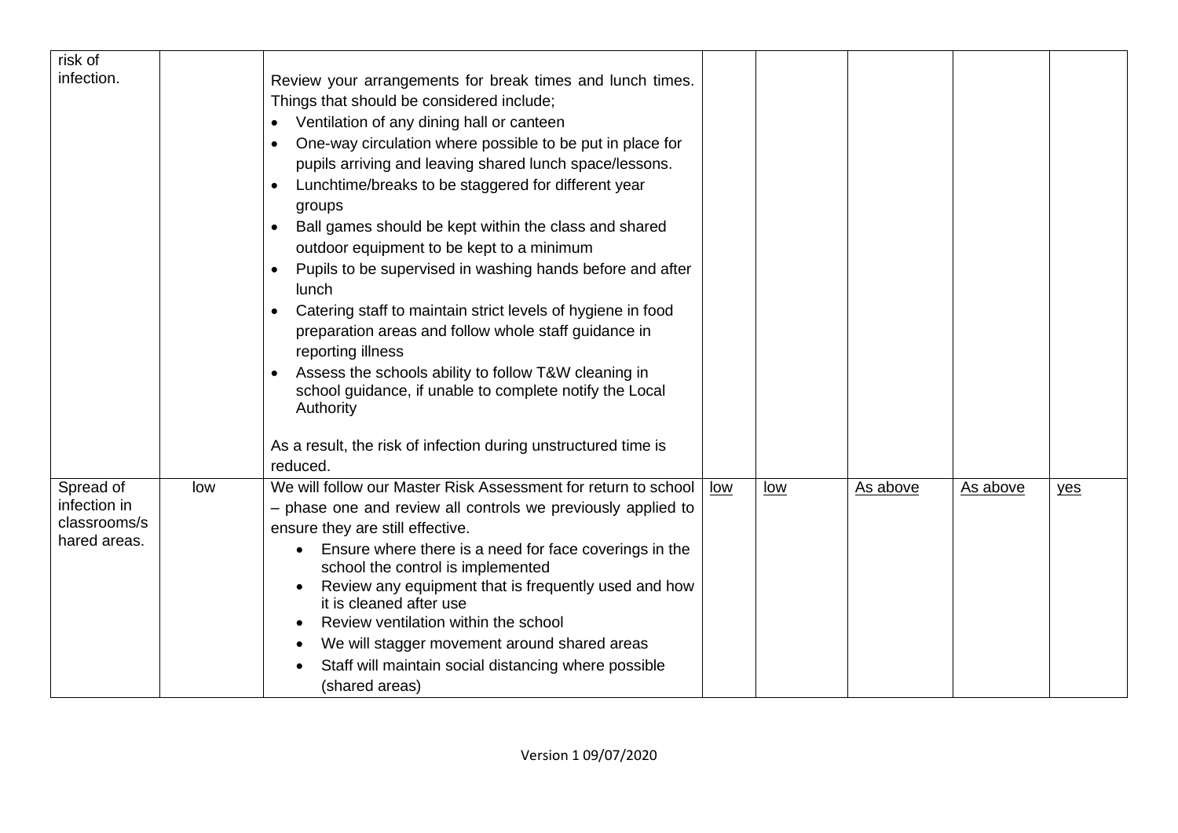| | | | | | | | |
|---|---|---|---|---|---|---|---|
| risk of infection. | | Review your arrangements for break times and lunch times. Things that should be considered include;<br>• Ventilation of any dining hall or canteen<br>• One-way circulation where possible to be put in place for pupils arriving and leaving shared lunch space/lessons.<br>• Lunchtime/breaks to be staggered for different year groups<br>• Ball games should be kept within the class and shared outdoor equipment to be kept to a minimum<br>• Pupils to be supervised in washing hands before and after lunch<br>• Catering staff to maintain strict levels of hygiene in food preparation areas and follow whole staff guidance in reporting illness<br>• Assess the schools ability to follow T&W cleaning in school guidance, if unable to complete notify the Local Authority<br><br>As a result, the risk of infection during unstructured time is reduced. | | | | | |
| Spread of infection in classrooms/shared areas. | low | We will follow our Master Risk Assessment for return to school – phase one and review all controls we previously applied to ensure they are still effective.<br>• Ensure where there is a need for face coverings in the school the control is implemented<br>• Review any equipment that is frequently used and how it is cleaned after use<br>• Review ventilation within the school<br>• We will stagger movement around shared areas<br>• Staff will maintain social distancing where possible (shared areas) | low | low | As above | As above | yes |

Version 1 09/07/2020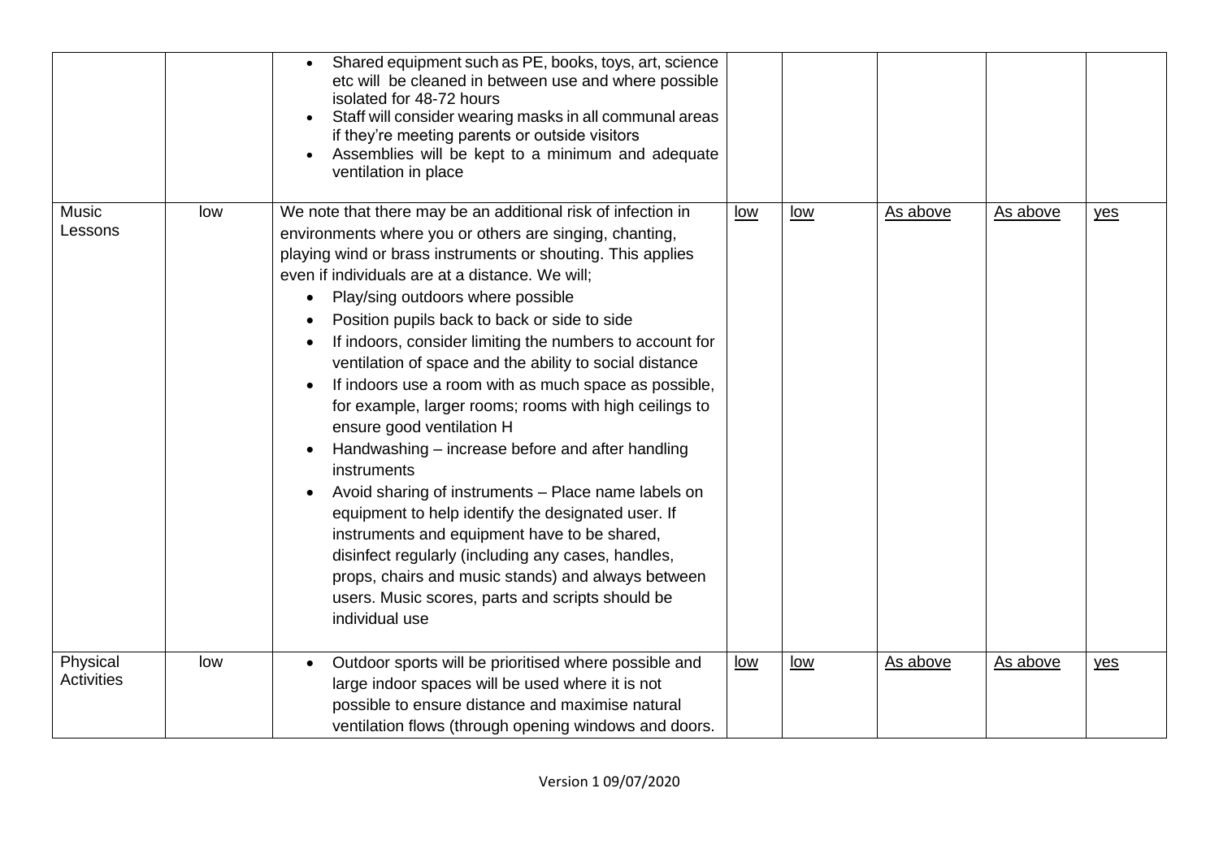| | | | | | | | |
|---|---|---|---|---|---|---|---|
| | | • Shared equipment such as PE, books, toys, art, science etc will be cleaned in between use and where possible isolated for 48-72 hours<br>• Staff will consider wearing masks in all communal areas if they're meeting parents or outside visitors<br>• Assemblies will be kept to a minimum and adequate ventilation in place | | | | | |
| Music Lessons | low | We note that there may be an additional risk of infection in environments where you or others are singing, chanting, playing wind or brass instruments or shouting. This applies even if individuals are at a distance. We will;<br>• Play/sing outdoors where possible<br>• Position pupils back to back or side to side<br>• If indoors, consider limiting the numbers to account for ventilation of space and the ability to social distance<br>• If indoors use a room with as much space as possible, for example, larger rooms; rooms with high ceilings to ensure good ventilation H<br>• Handwashing – increase before and after handling instruments<br>• Avoid sharing of instruments – Place name labels on equipment to help identify the designated user. If instruments and equipment have to be shared, disinfect regularly (including any cases, handles, props, chairs and music stands) and always between users. Music scores, parts and scripts should be individual use | low | low | As above | As above | yes |
| Physical Activities | low | • Outdoor sports will be prioritised where possible and large indoor spaces will be used where it is not possible to ensure distance and maximise natural ventilation flows (through opening windows and doors. | low | low | As above | As above | yes |

Version 1 09/07/2020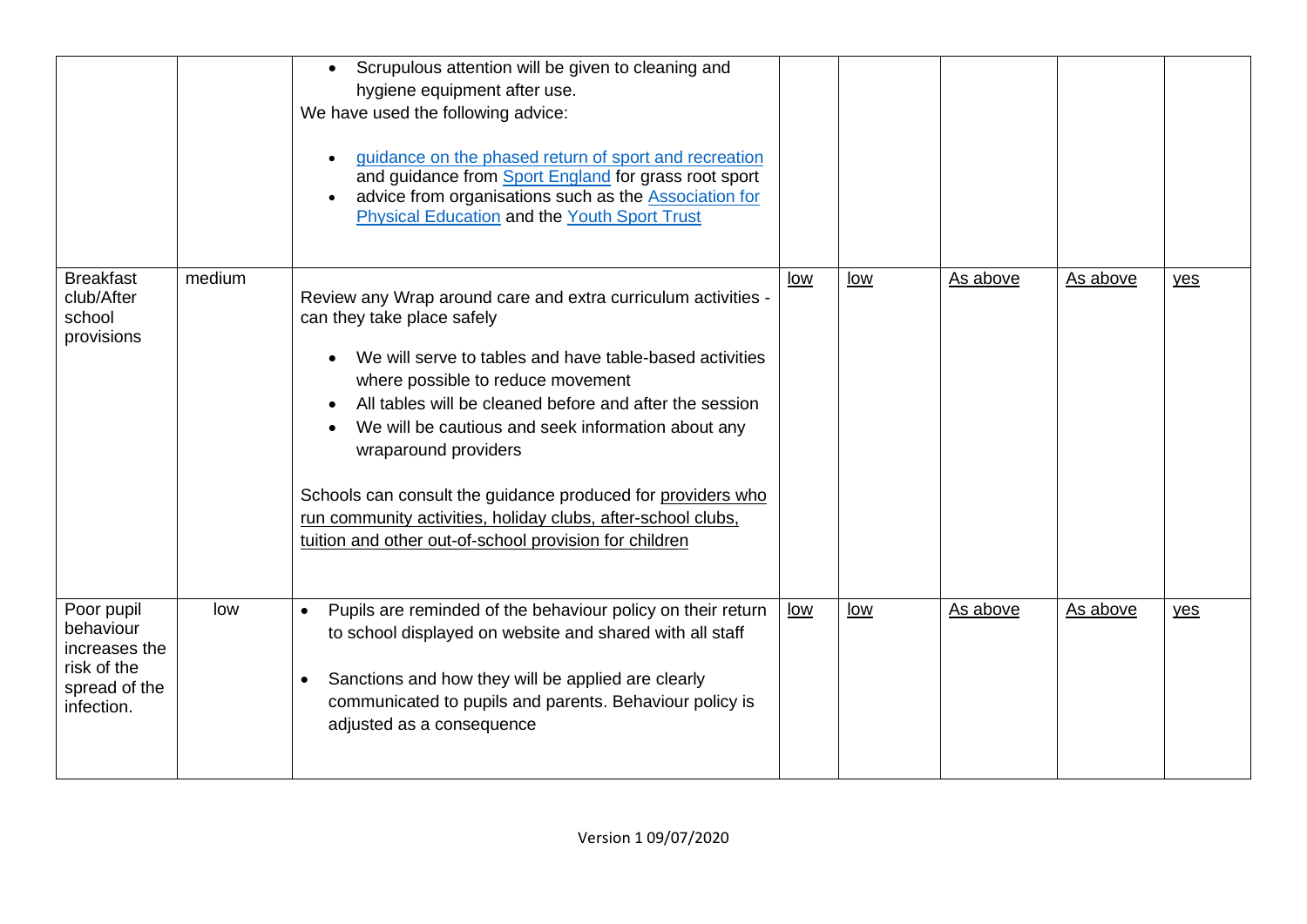| | | | | | | | |
|---|---|---|---|---|---|---|---|
| | | • Scrupulous attention will be given to cleaning and hygiene equipment after use.<br>We have used the following advice:<br>• guidance on the phased return of sport and recreation and guidance from Sport England for grass root sport<br>• advice from organisations such as the Association for Physical Education and the Youth Sport Trust | | | | | |
| Breakfast club/After school provisions | medium | Review any Wrap around care and extra curriculum activities - can they take place safely<br>• We will serve to tables and have table-based activities where possible to reduce movement<br>• All tables will be cleaned before and after the session<br>• We will be cautious and seek information about any wraparound providers<br><br>Schools can consult the guidance produced for providers who run community activities, holiday clubs, after-school clubs, tuition and other out-of-school provision for children | low | low | As above | As above | yes |
| Poor pupil behaviour increases the risk of the spread of the infection. | low | • Pupils are reminded of the behaviour policy on their return to school displayed on website and shared with all staff<br>• Sanctions and how they will be applied are clearly communicated to pupils and parents. Behaviour policy is adjusted as a consequence | low | low | As above | As above | yes |

Version 1 09/07/2020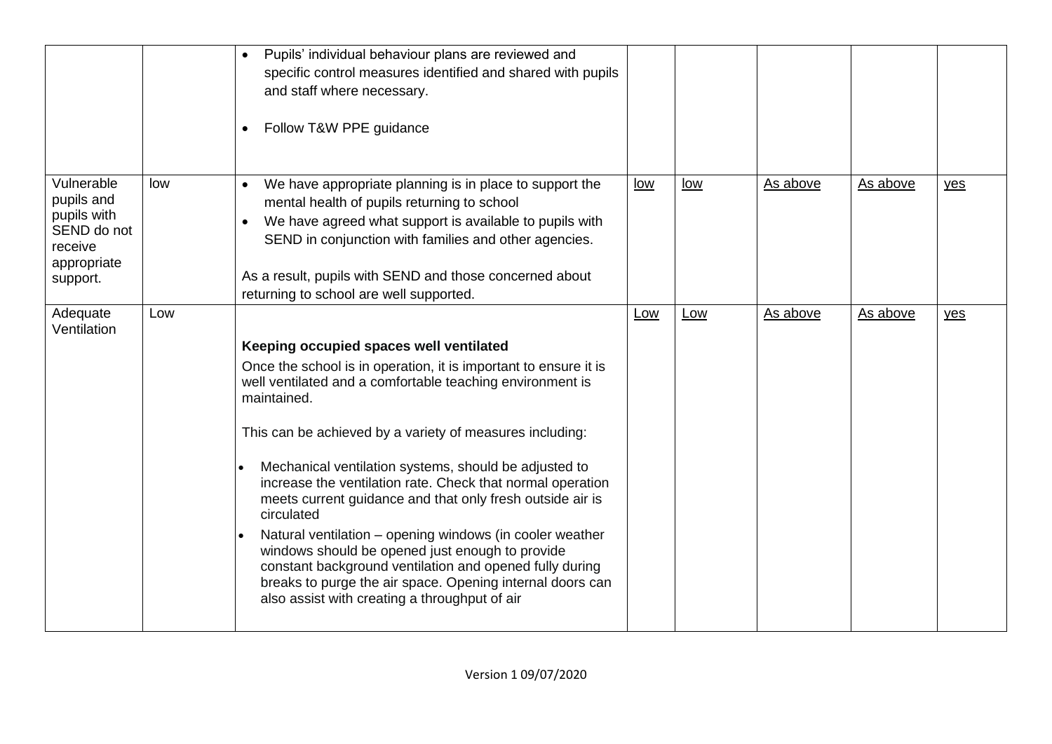| | | | | | | | |
|---|---|---|---|---|---|---|---|
| | | • Pupils' individual behaviour plans are reviewed and specific control measures identified and shared with pupils and staff where necessary.<br><br>• Follow T&W PPE guidance | | | | | |
| Vulnerable pupils and pupils with SEND do not receive appropriate support. | low | • We have appropriate planning is in place to support the mental health of pupils returning to school<br>• We have agreed what support is available to pupils with SEND in conjunction with families and other agencies.<br><br>As a result, pupils with SEND and those concerned about returning to school are well supported. | low | low | As above | As above | yes |
| Adequate Ventilation | Low | **Keeping occupied spaces well ventilated**<br><br>Once the school is in operation, it is important to ensure it is well ventilated and a comfortable teaching environment is maintained.<br><br>This can be achieved by a variety of measures including:<br><br>• Mechanical ventilation systems, should be adjusted to increase the ventilation rate. Check that normal operation meets current guidance and that only fresh outside air is circulated<br>• Natural ventilation – opening windows (in cooler weather windows should be opened just enough to provide constant background ventilation and opened fully during breaks to purge the air space. Opening internal doors can also assist with creating a throughput of air | Low | Low | As above | As above | yes |

Version 1 09/07/2020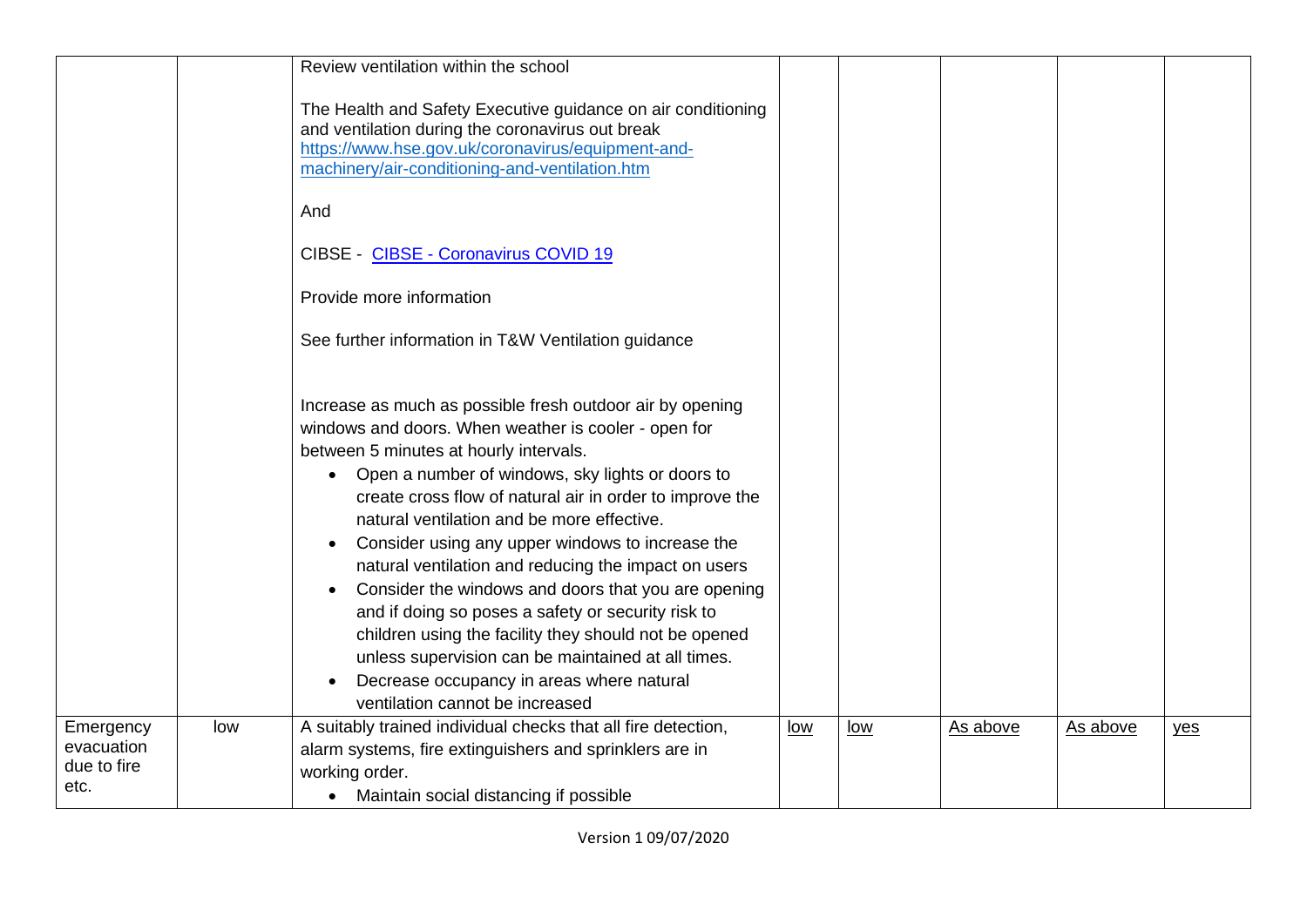| | | | | | | | |
|---|---|---|---|---|---|---|---|
| | | Review ventilation within the school<br><br>The Health and Safety Executive guidance on air conditioning and ventilation during the coronavirus out break [https://www.hse.gov.uk/coronavirus/equipment-and-machinery/air-conditioning-and-ventilation.htm](https://www.hse.gov.uk/coronavirus/equipment-and-machinery/air-conditioning-and-ventilation.htm)<br><br>And<br><br>CIBSE - CIBSE - Coronavirus COVID 19<br><br>Provide more information<br><br>See further information in T&W Ventilation guidance<br><br>Increase as much as possible fresh outdoor air by opening windows and doors. When weather is cooler - open for between 5 minutes at hourly intervals.<br>• Open a number of windows, sky lights or doors to create cross flow of natural air in order to improve the natural ventilation and be more effective.<br>• Consider using any upper windows to increase the natural ventilation and reducing the impact on users<br>• Consider the windows and doors that you are opening and if doing so poses a safety or security risk to children using the facility they should not be opened unless supervision can be maintained at all times.<br>• Decrease occupancy in areas where natural ventilation cannot be increased | | | | | |
| Emergency evacuation due to fire etc. | low | A suitably trained individual checks that all fire detection, alarm systems, fire extinguishers and sprinklers are in working order.<br>• Maintain social distancing if possible | low | low | As above | As above | yes |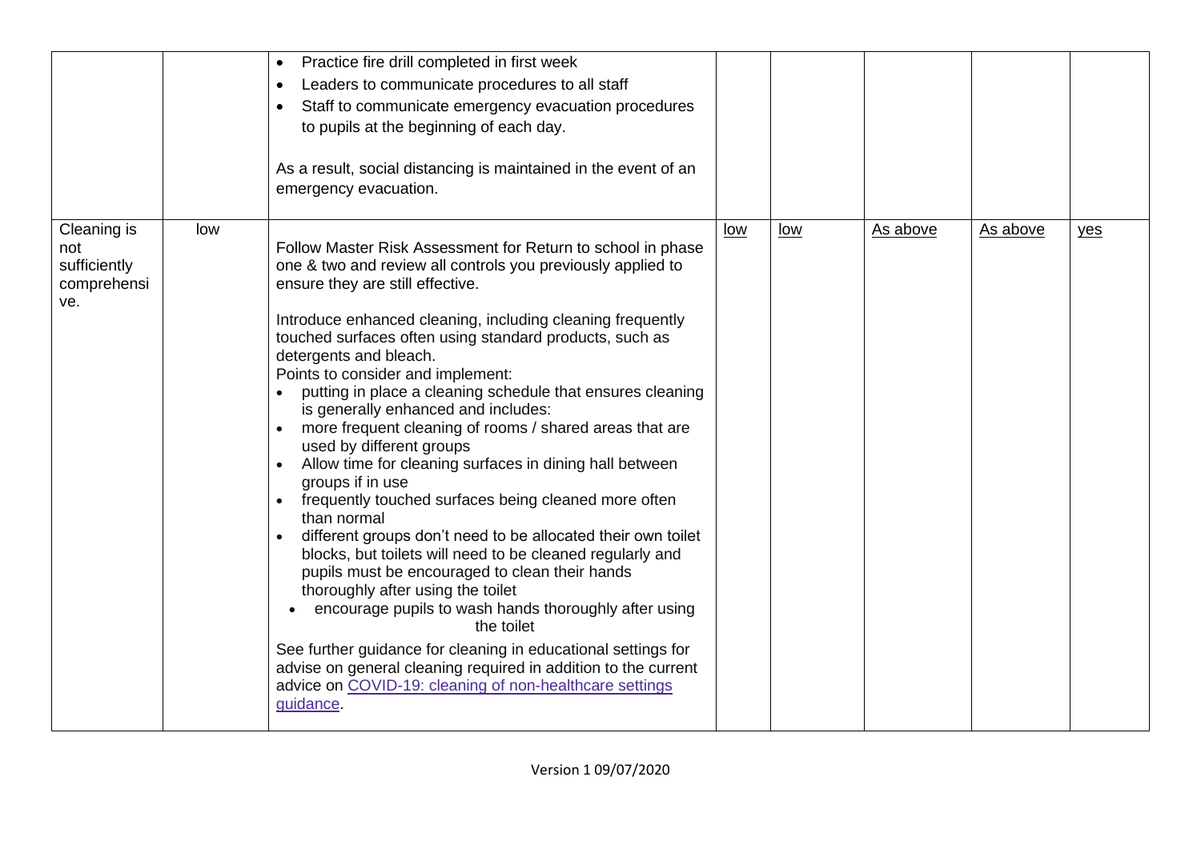| | | | | | | | |
|---|---|---|---|---|---|---|---|
| | | • Practice fire drill completed in first week<br>• Leaders to communicate procedures to all staff<br>• Staff to communicate emergency evacuation procedures to pupils at the beginning of each day.<br><br>As a result, social distancing is maintained in the event of an emergency evacuation. | | | | | |
| Cleaning is not sufficiently comprehensive. | low | Follow Master Risk Assessment for Return to school in phase one & two and review all controls you previously applied to ensure they are still effective.<br><br>Introduce enhanced cleaning, including cleaning frequently touched surfaces often using standard products, such as detergents and bleach.<br>Points to consider and implement:<br>• putting in place a cleaning schedule that ensures cleaning is generally enhanced and includes:<br>• more frequent cleaning of rooms / shared areas that are used by different groups<br>• Allow time for cleaning surfaces in dining hall between groups if in use<br>• frequently touched surfaces being cleaned more often than normal<br>• different groups don't need to be allocated their own toilet blocks, but toilets will need to be cleaned regularly and pupils must be encouraged to clean their hands thoroughly after using the toilet<br>• encourage pupils to wash hands thoroughly after using the toilet<br><br>See further guidance for cleaning in educational settings for advise on general cleaning required in addition to the current advice on [COVID-19: cleaning of non-healthcare settings guidance](). | low | low | As above | As above | yes |

Version 1 09/07/2020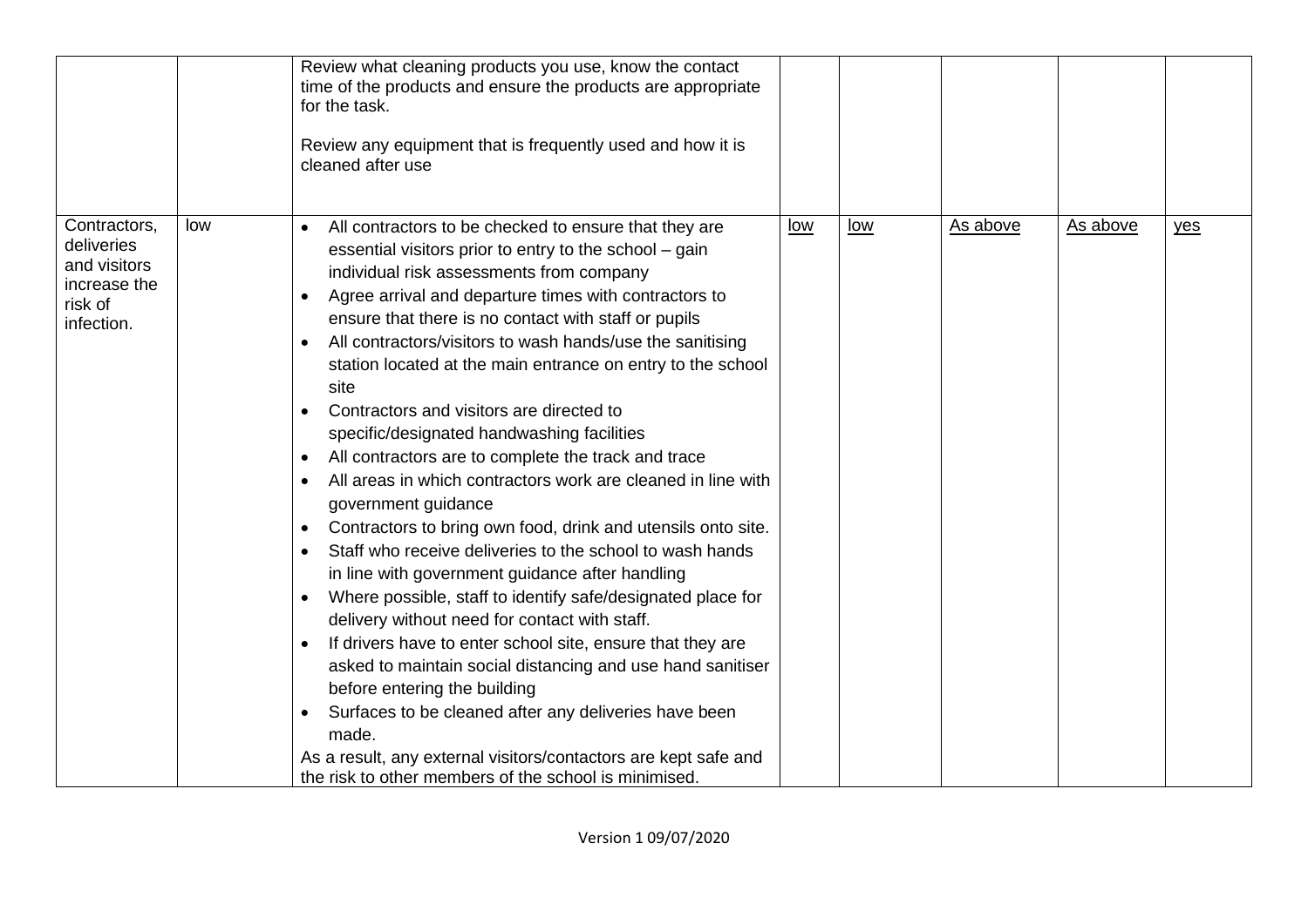| | | | | | | | |
|---|---|---|---|---|---|---|---|
| | | Review what cleaning products you use, know the contact time of the products and ensure the products are appropriate for the task.<br><br>Review any equipment that is frequently used and how it is cleaned after use | | | | | |
| Contractors, deliveries and visitors increase the risk of infection. | low | • All contractors to be checked to ensure that they are essential visitors prior to entry to the school – gain individual risk assessments from company<br>• Agree arrival and departure times with contractors to ensure that there is no contact with staff or pupils<br>• All contractors/visitors to wash hands/use the sanitising station located at the main entrance on entry to the school site<br>• Contractors and visitors are directed to specific/designated handwashing facilities<br>• All contractors are to complete the track and trace<br>• All areas in which contractors work are cleaned in line with government guidance<br>• Contractors to bring own food, drink and utensils onto site.<br>• Staff who receive deliveries to the school to wash hands in line with government guidance after handling<br>• Where possible, staff to identify safe/designated place for delivery without need for contact with staff.<br>• If drivers have to enter school site, ensure that they are asked to maintain social distancing and use hand sanitiser before entering the building<br>• Surfaces to be cleaned after any deliveries have been made.<br>As a result, any external visitors/contactors are kept safe and the risk to other members of the school is minimised. | low | low | As above | As above | yes |

Version 1 09/07/2020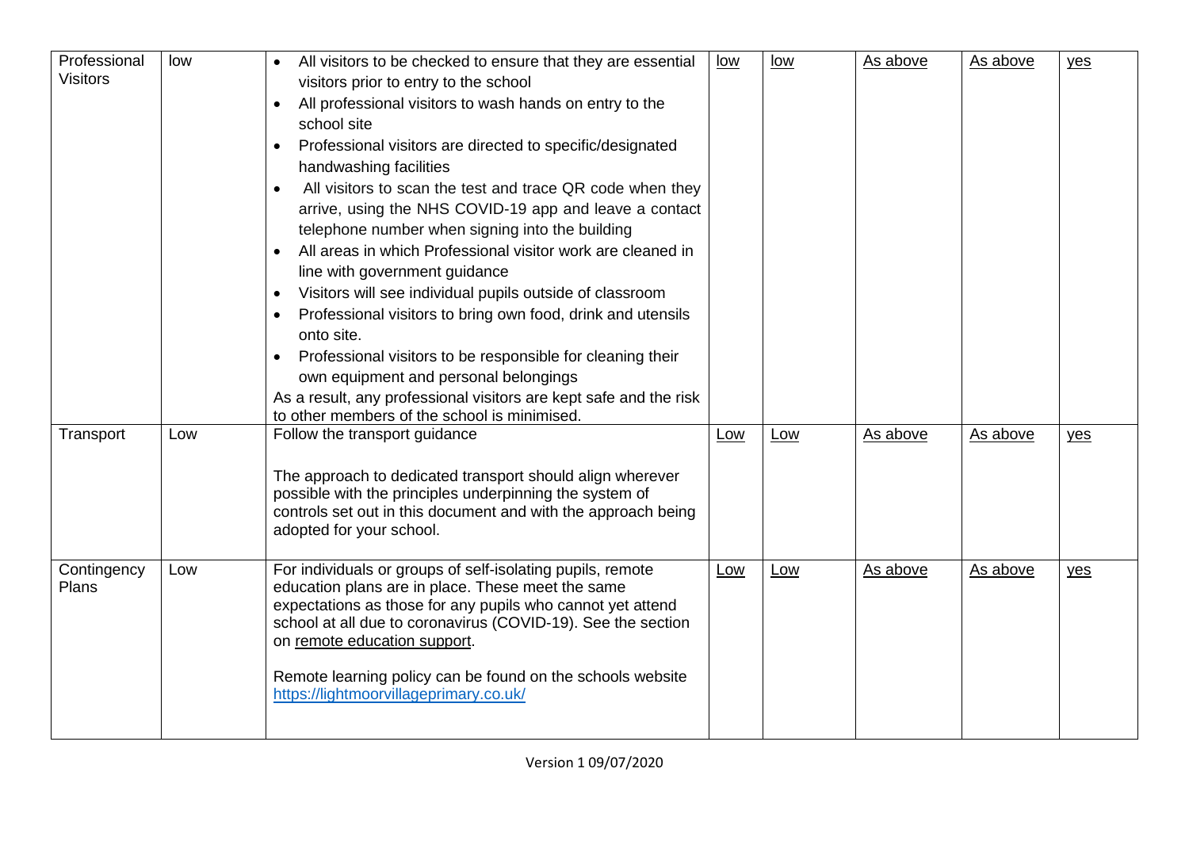| Professional Visitors | low | • All visitors to be checked to ensure that they are essential visitors prior to entry to the school<br>• All professional visitors to wash hands on entry to the school site<br>• Professional visitors are directed to specific/designated handwashing facilities<br>• All visitors to scan the test and trace QR code when they arrive, using the NHS COVID-19 app and leave a contact telephone number when signing into the building<br>• All areas in which Professional visitor work are cleaned in line with government guidance<br>• Visitors will see individual pupils outside of classroom<br>• Professional visitors to bring own food, drink and utensils onto site.<br>• Professional visitors to be responsible for cleaning their own equipment and personal belongings<br>As a result, any professional visitors are kept safe and the risk to other members of the school is minimised. | low | low | As above | As above | yes |
|---|---|---|---|---|---|---|---|
| Transport | Low | Follow the transport guidance<br><br>The approach to dedicated transport should align wherever possible with the principles underpinning the system of controls set out in this document and with the approach being adopted for your school. | Low | Low | As above | As above | yes |
| Contingency Plans | Low | For individuals or groups of self-isolating pupils, remote education plans are in place. These meet the same expectations as those for any pupils who cannot yet attend school at all due to coronavirus (COVID-19). See the section on remote education support.<br><br>Remote learning policy can be found on the schools website https://lightmoorvillageprimary.co.uk/ | Low | Low | As above | As above | yes |

Version 1 09/07/2020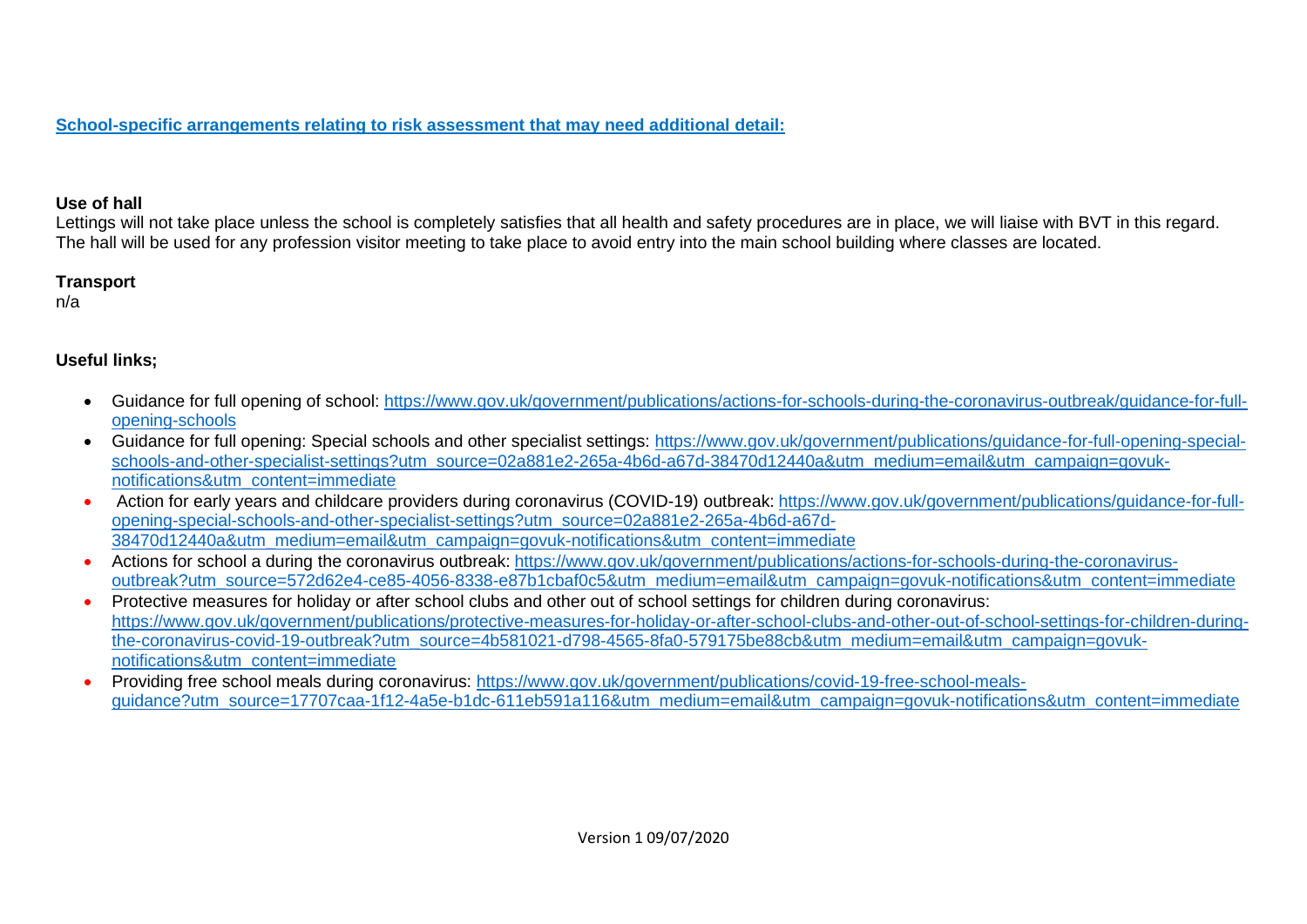**School-specific arrangements relating to risk assessment that may need additional detail:**

**Use of hall**

Lettings will not take place unless the school is completely satisfies that all health and safety procedures are in place, we will liaise with BVT in this regard. The hall will be used for any profession visitor meeting to take place to avoid entry into the main school building where classes are located.

**Transport**

n/a

**Useful links;**

- Guidance for full opening of school: https://www.gov.uk/government/publications/actions-for-schools-during-the-coronavirus-outbreak/guidance-for-full-opening-schools
- Guidance for full opening: Special schools and other specialist settings: https://www.gov.uk/government/publications/guidance-for-full-opening-special-schools-and-other-specialist-settings?utm_source=02a881e2-265a-4b6d-a67d-38470d12440a&utm_medium=email&utm_campaign=govuk-notifications&utm_content=immediate
- Action for early years and childcare providers during coronavirus (COVID-19) outbreak: https://www.gov.uk/government/publications/guidance-for-full-opening-special-schools-and-other-specialist-settings?utm_source=02a881e2-265a-4b6d-a67d-38470d12440a&utm_medium=email&utm_campaign=govuk-notifications&utm_content=immediate
- Actions for school a during the coronavirus outbreak: https://www.gov.uk/government/publications/actions-for-schools-during-the-coronavirus-outbreak?utm_source=572d62e4-ce85-4056-8338-e87b1cbaf0c5&utm_medium=email&utm_campaign=govuk-notifications&utm_content=immediate
- Protective measures for holiday or after school clubs and other out of school settings for children during coronavirus: https://www.gov.uk/government/publications/protective-measures-for-holiday-or-after-school-clubs-and-other-out-of-school-settings-for-children-during-the-coronavirus-covid-19-outbreak?utm_source=4b581021-d798-4565-8fa0-579175be88cb&utm_medium=email&utm_campaign=govuk-notifications&utm_content=immediate
- Providing free school meals during coronavirus: https://www.gov.uk/government/publications/covid-19-free-school-meals-guidance?utm_source=17707caa-1f12-4a5e-b1dc-611eb591a116&utm_medium=email&utm_campaign=govuk-notifications&utm_content=immediate

Version 1 09/07/2020